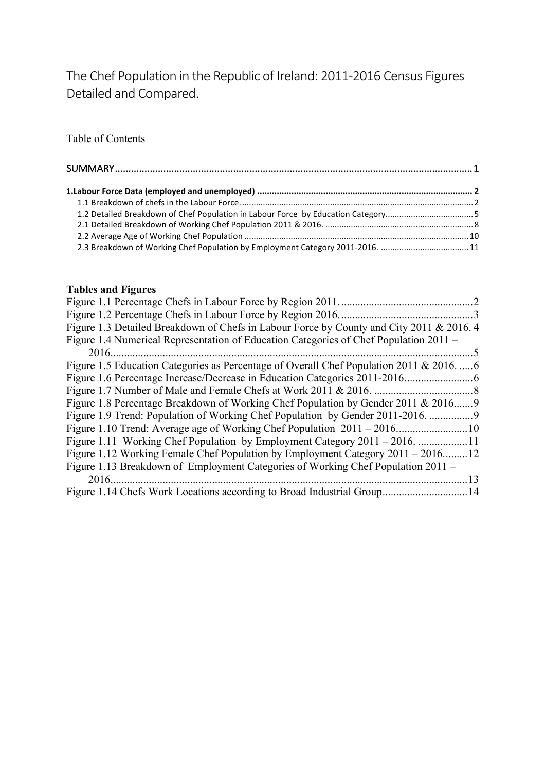# The Chef Population in the Republic of Ireland: 2011-2016 Census Figures Detailed and Compared.

Table of Contents

SUMMARY .......................................................................................................................... 1

**1.Labour Force Data (employed and unemployed)** ........................................................................................ **2**

- 1.1 Breakdown of chefs in the Labour Force. ..................................................................................... 2
- 1.2 Detailed Breakdown of Chef Population in Labour Force by Education Category ......................................... 5
- 2.1 Detailed Breakdown of Working Chef Population 2011 & 2016. ................................................................ 8
- 2.2 Average Age of Working Chef Population ........................................................................................ 10
- 2.3 Breakdown of Working Chef Population by Employment Category 2011-2016. ....................................... 11

## Tables and Figures

Figure 1.1 Percentage Chefs in Labour Force by Region 2011. ................................................2

Figure 1.2 Percentage Chefs in Labour Force by Region 2016. ................................................3

Figure 1.3 Detailed Breakdown of Chefs in Labour Force by County and City 2011 & 2016. 4

Figure 1.4 Numerical Representation of Education Categories of Chef Population 2011 – 2016....................................................................................................................................5

Figure 1.5 Education Categories as Percentage of Overall Chef Population 2011 & 2016. .....6

Figure 1.6 Percentage Increase/Decrease in Education Categories 2011-2016.........................6

Figure 1.7 Number of Male and Female Chefs at Work 2011 & 2016. ...................................8

Figure 1.8 Percentage Breakdown of Working Chef Population by Gender 2011 & 2016.......9

Figure 1.9 Trend: Population of Working Chef Population by Gender 2011-2016. ................9

Figure 1.10 Trend: Average age of Working Chef Population 2011 – 2016..........................10

Figure 1.11 Working Chef Population by Employment Category 2011 – 2016. ..................11

Figure 1.12 Working Female Chef Population by Employment Category 2011 – 2016.........12

Figure 1.13 Breakdown of Employment Categories of Working Chef Population 2011 – 2016..................................................................................................................................13

Figure 1.14 Chefs Work Locations according to Broad Industrial Group...............................14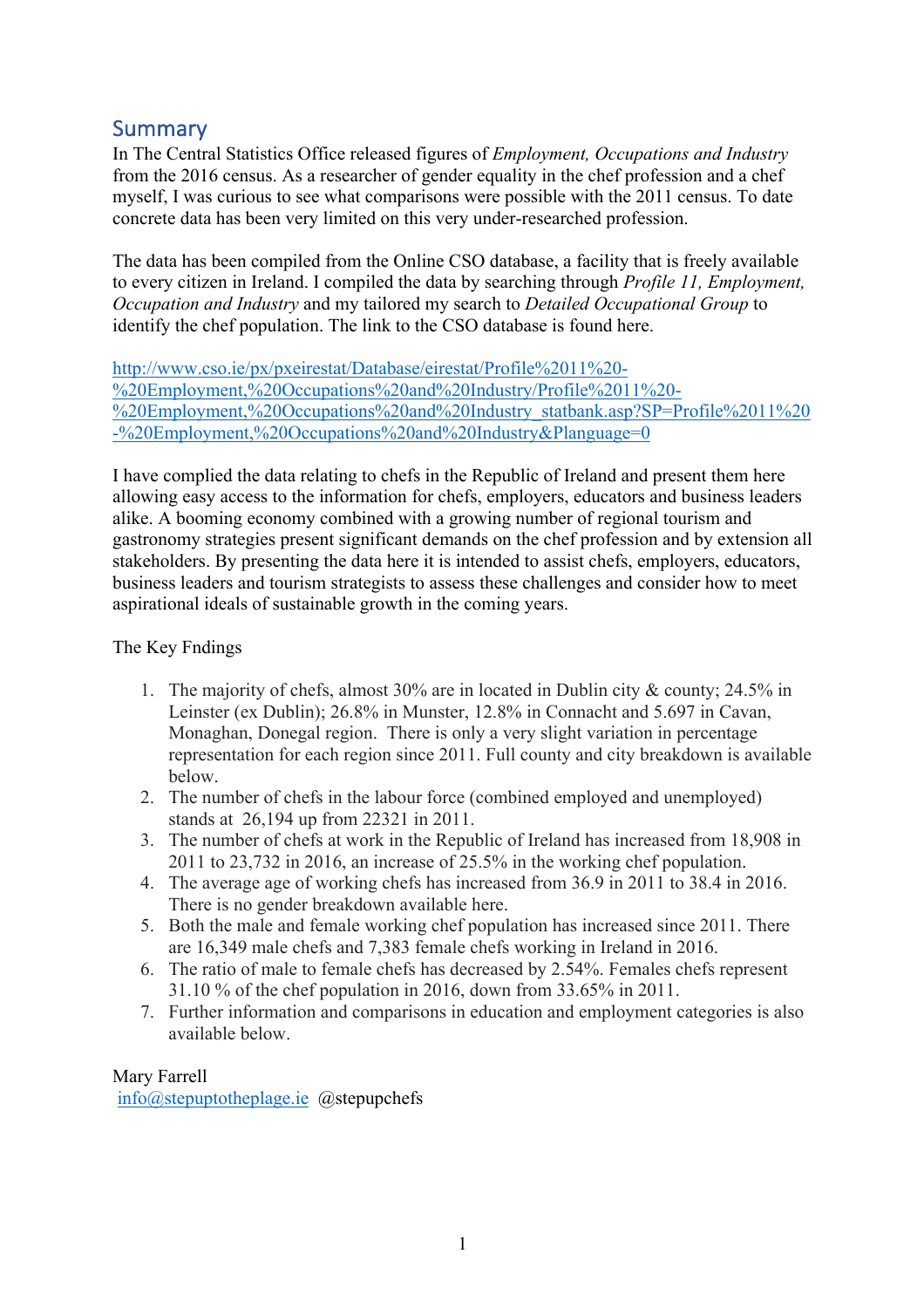## Summary

In The Central Statistics Office released figures of *Employment, Occupations and Industry* from the 2016 census. As a researcher of gender equality in the chef profession and a chef myself, I was curious to see what comparisons were possible with the 2011 census. To date concrete data has been very limited on this very under-researched profession.

The data has been compiled from the Online CSO database, a facility that is freely available to every citizen in Ireland. I compiled the data by searching through *Profile 11, Employment, Occupation and Industry* and my tailored my search to *Detailed Occupational Group* to identify the chef population. The link to the CSO database is found here.

http://www.cso.ie/px/pxeirestat/Database/eirestat/Profile%2011%20-%20Employment,%20Occupations%20and%20Industry/Profile%2011%20-%20Employment,%20Occupations%20and%20Industry_statbank.asp?SP=Profile%2011%20-%20Employment,%20Occupations%20and%20Industry&Planguage=0

I have complied the data relating to chefs in the Republic of Ireland and present them here allowing easy access to the information for chefs, employers, educators and business leaders alike. A booming economy combined with a growing number of regional tourism and gastronomy strategies present significant demands on the chef profession and by extension all stakeholders. By presenting the data here it is intended to assist chefs, employers, educators, business leaders and tourism strategists to assess these challenges and consider how to meet aspirational ideals of sustainable growth in the coming years.

The Key Fndings

1. The majority of chefs, almost 30% are in located in Dublin city & county; 24.5% in Leinster (ex Dublin); 26.8% in Munster, 12.8% in Connacht and 5.697 in Cavan, Monaghan, Donegal region. There is only a very slight variation in percentage representation for each region since 2011. Full county and city breakdown is available below.
2. The number of chefs in the labour force (combined employed and unemployed) stands at 26,194 up from 22321 in 2011.
3. The number of chefs at work in the Republic of Ireland has increased from 18,908 in 2011 to 23,732 in 2016, an increase of 25.5% in the working chef population.
4. The average age of working chefs has increased from 36.9 in 2011 to 38.4 in 2016. There is no gender breakdown available here.
5. Both the male and female working chef population has increased since 2011. There are 16,349 male chefs and 7,383 female chefs working in Ireland in 2016.
6. The ratio of male to female chefs has decreased by 2.54%. Females chefs represent 31.10 % of the chef population in 2016, down from 33.65% in 2011.
7. Further information and comparisons in education and employment categories is also available below.

Mary Farrell
info@stepuptotheplage.ie @stepupchefs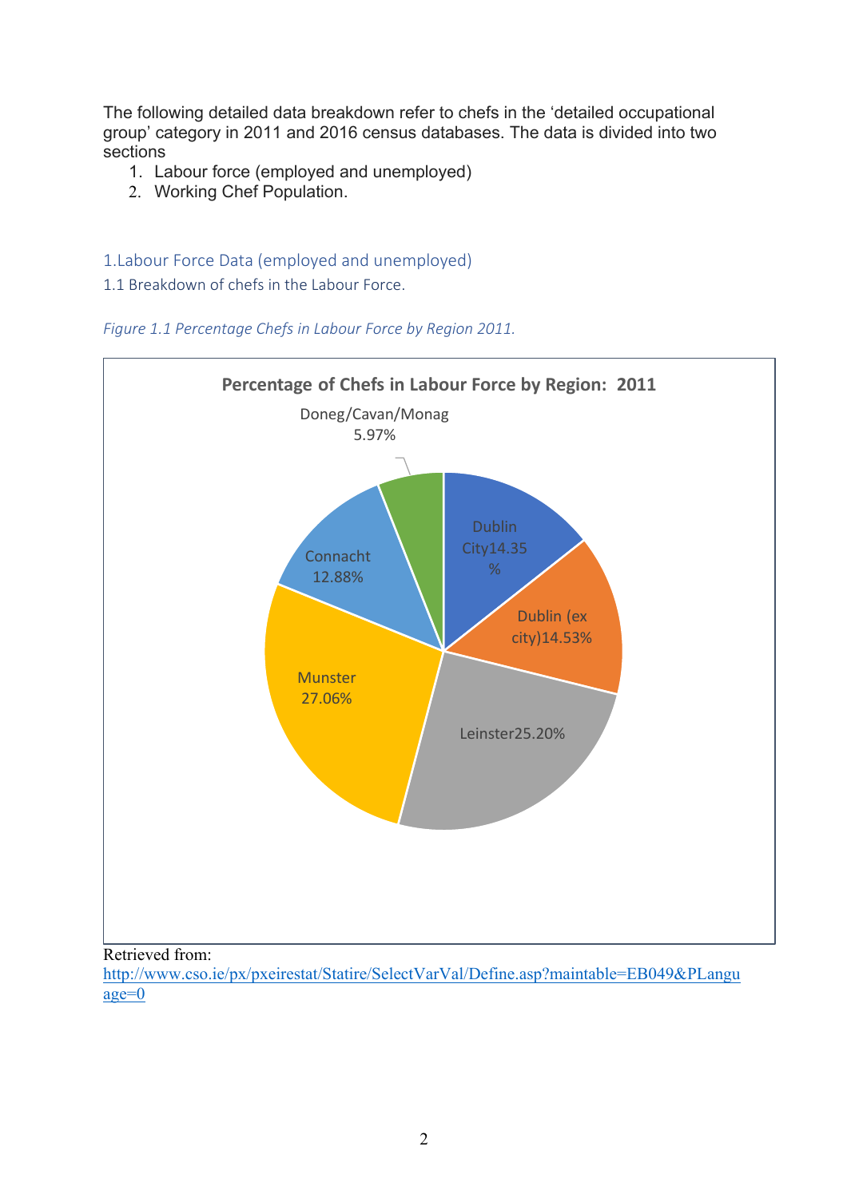The following detailed data breakdown refer to chefs in the 'detailed occupational group' category in 2011 and 2016 census databases. The data is divided into two sections

1. Labour force (employed and unemployed)
2. Working Chef Population.

## 1.Labour Force Data (employed and unemployed)

### 1.1 Breakdown of chefs in the Labour Force.

*Figure 1.1 Percentage Chefs in Labour Force by Region 2011.*

**Percentage of Chefs in Labour Force by Region: 2011**

| Region | Percentage |
|---|---|
| Dublin City | 14.35% |
| Dublin (ex city) | 14.53% |
| Leinster | 25.20% |
| Munster | 27.06% |
| Connacht | 12.88% |
| Doneg/Cavan/Monag | 5.97% |

Retrieved from:
http://www.cso.ie/px/pxeirestat/Statire/SelectVarVal/Define.asp?maintable=EB049&PLanguage=0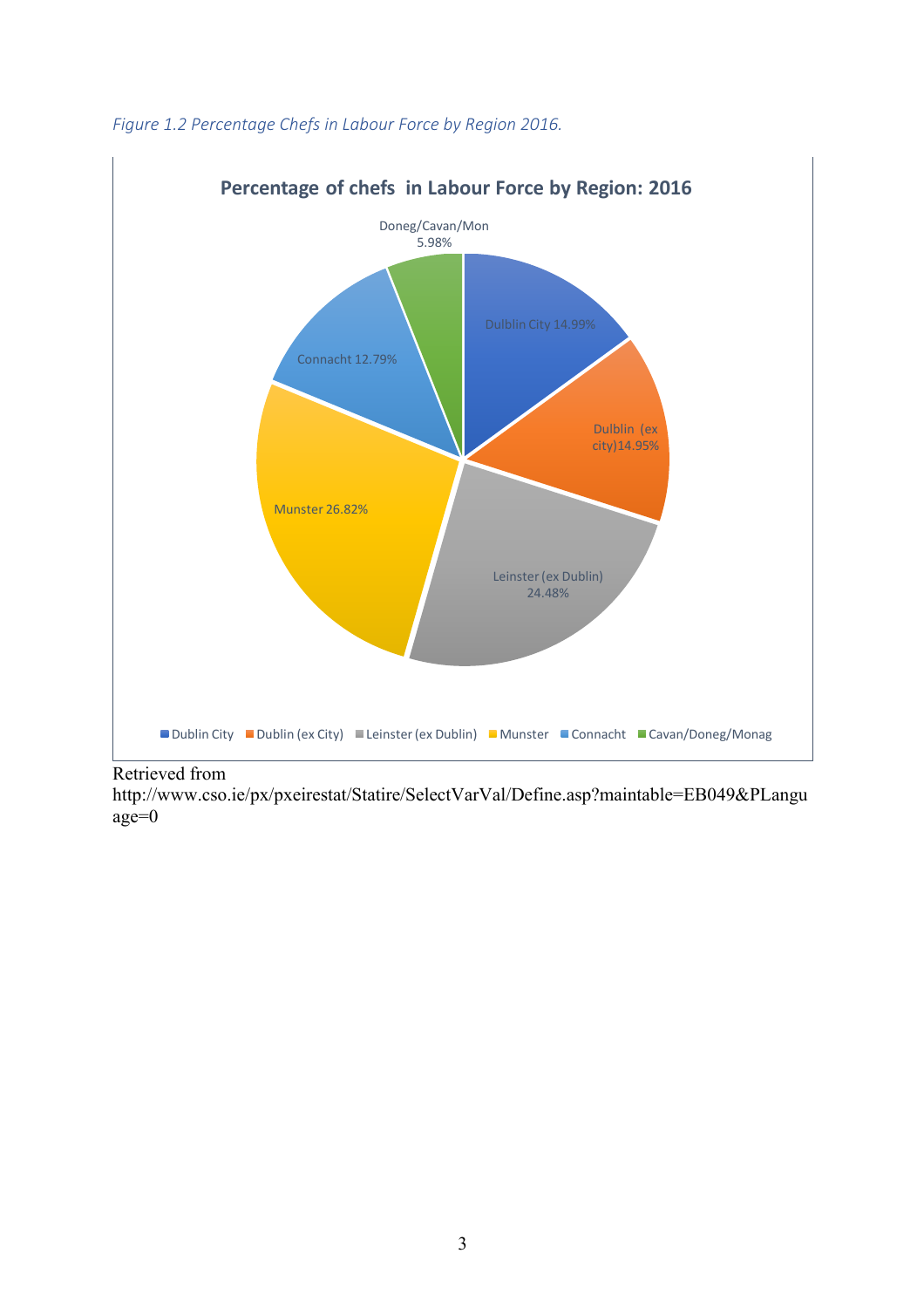*Figure 1.2 Percentage Chefs in Labour Force by Region 2016.*

**Percentage of chefs in Labour Force by Region: 2016**

Doneg/Cavan/Mon 5.98%

Dulblin City 14.99%

Dulblin (ex city)14.95%

Leinster (ex Dublin) 24.48%

Munster 26.82%

Connacht 12.79%

Dublin City | Dublin (ex City) | Leinster (ex Dublin) | Munster | Connacht | Cavan/Doneg/Monag

Retrieved from
http://www.cso.ie/px/pxeirestat/Statire/SelectVarVal/Define.asp?maintable=EB049&PLanguage=0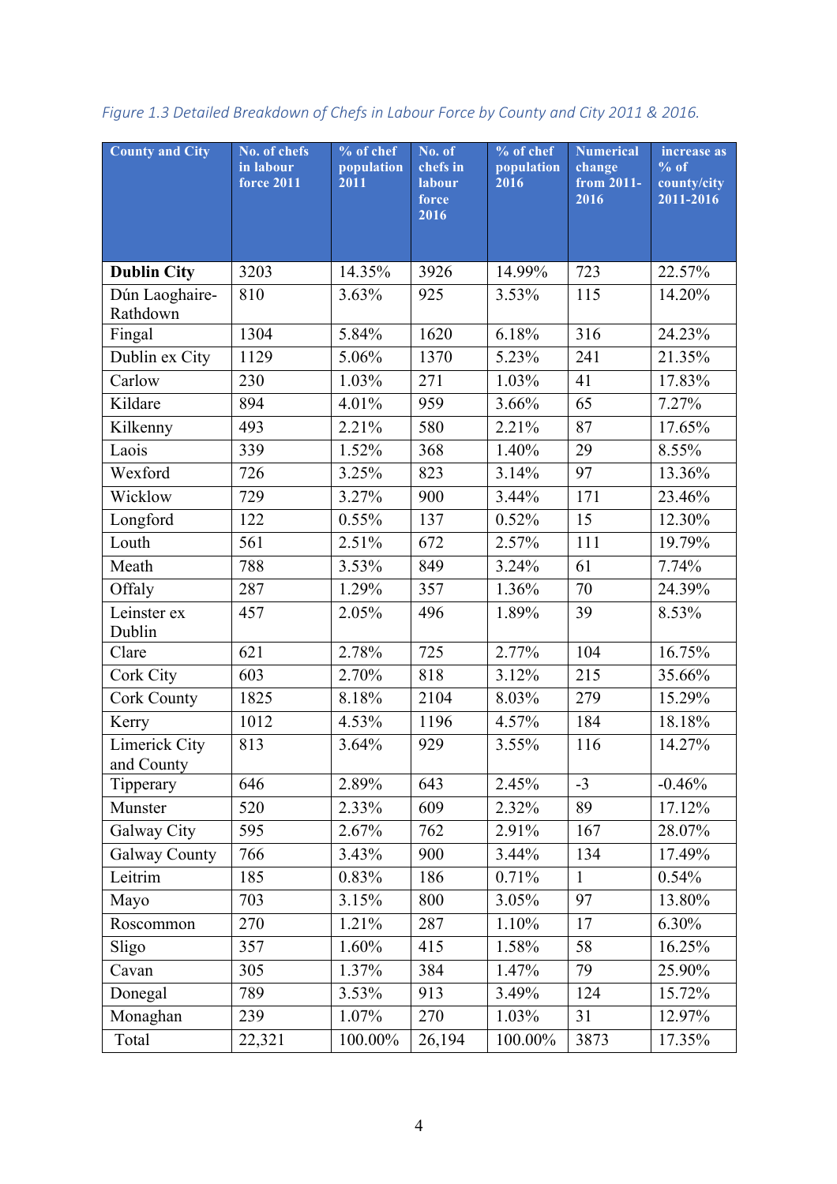*Figure 1.3 Detailed Breakdown of Chefs in Labour Force by County and City 2011 & 2016.*

| County and City | No. of chefs in labour force 2011 | % of chef population 2011 | No. of chefs in labour force 2016 | % of chef population 2016 | Numerical change from 2011-2016 | increase as % of county/city 2011-2016 |
|---|---|---|---|---|---|---|
| **Dublin City** | 3203 | 14.35% | 3926 | 14.99% | 723 | 22.57% |
| Dún Laoghaire-Rathdown | 810 | 3.63% | 925 | 3.53% | 115 | 14.20% |
| Fingal | 1304 | 5.84% | 1620 | 6.18% | 316 | 24.23% |
| Dublin ex City | 1129 | 5.06% | 1370 | 5.23% | 241 | 21.35% |
| Carlow | 230 | 1.03% | 271 | 1.03% | 41 | 17.83% |
| Kildare | 894 | 4.01% | 959 | 3.66% | 65 | 7.27% |
| Kilkenny | 493 | 2.21% | 580 | 2.21% | 87 | 17.65% |
| Laois | 339 | 1.52% | 368 | 1.40% | 29 | 8.55% |
| Wexford | 726 | 3.25% | 823 | 3.14% | 97 | 13.36% |
| Wicklow | 729 | 3.27% | 900 | 3.44% | 171 | 23.46% |
| Longford | 122 | 0.55% | 137 | 0.52% | 15 | 12.30% |
| Louth | 561 | 2.51% | 672 | 2.57% | 111 | 19.79% |
| Meath | 788 | 3.53% | 849 | 3.24% | 61 | 7.74% |
| Offaly | 287 | 1.29% | 357 | 1.36% | 70 | 24.39% |
| Leinster ex Dublin | 457 | 2.05% | 496 | 1.89% | 39 | 8.53% |
| Clare | 621 | 2.78% | 725 | 2.77% | 104 | 16.75% |
| Cork City | 603 | 2.70% | 818 | 3.12% | 215 | 35.66% |
| Cork County | 1825 | 8.18% | 2104 | 8.03% | 279 | 15.29% |
| Kerry | 1012 | 4.53% | 1196 | 4.57% | 184 | 18.18% |
| Limerick City and County | 813 | 3.64% | 929 | 3.55% | 116 | 14.27% |
| Tipperary | 646 | 2.89% | 643 | 2.45% | -3 | -0.46% |
| Munster | 520 | 2.33% | 609 | 2.32% | 89 | 17.12% |
| Galway City | 595 | 2.67% | 762 | 2.91% | 167 | 28.07% |
| Galway County | 766 | 3.43% | 900 | 3.44% | 134 | 17.49% |
| Leitrim | 185 | 0.83% | 186 | 0.71% | 1 | 0.54% |
| Mayo | 703 | 3.15% | 800 | 3.05% | 97 | 13.80% |
| Roscommon | 270 | 1.21% | 287 | 1.10% | 17 | 6.30% |
| Sligo | 357 | 1.60% | 415 | 1.58% | 58 | 16.25% |
| Cavan | 305 | 1.37% | 384 | 1.47% | 79 | 25.90% |
| Donegal | 789 | 3.53% | 913 | 3.49% | 124 | 15.72% |
| Monaghan | 239 | 1.07% | 270 | 1.03% | 31 | 12.97% |
| Total | 22,321 | 100.00% | 26,194 | 100.00% | 3873 | 17.35% |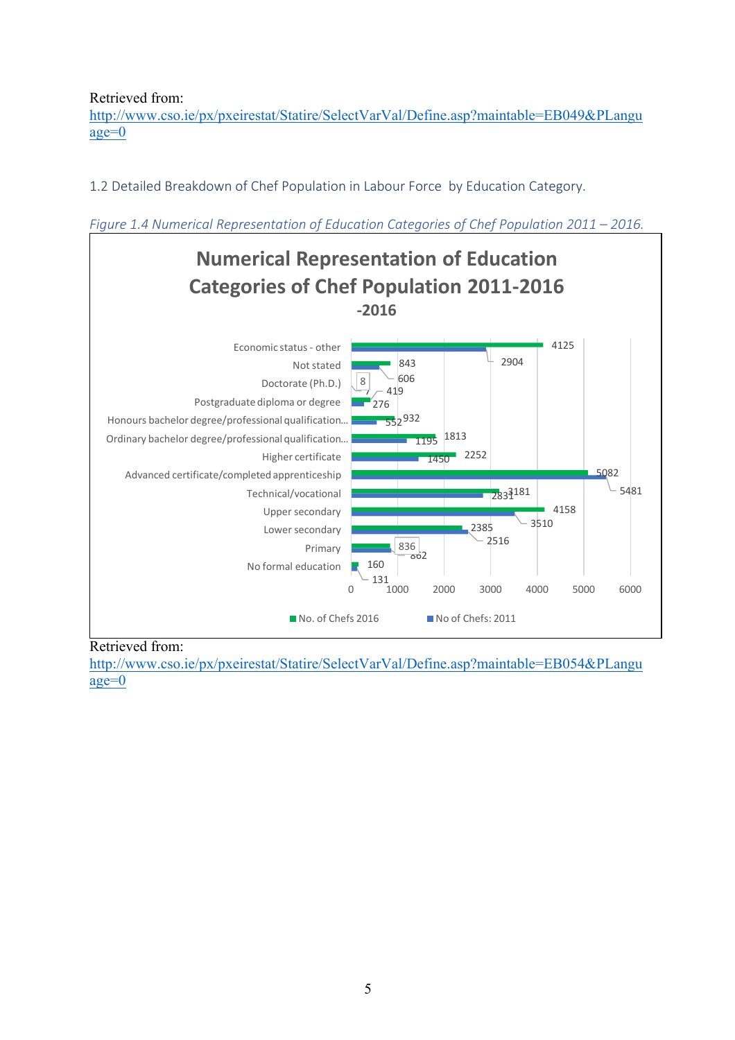Retrieved from:
http://www.cso.ie/px/pxeirestat/Statire/SelectVarVal/Define.asp?maintable=EB049&PLanguage=0

1.2 Detailed Breakdown of Chef Population in Labour Force by Education Category.

*Figure 1.4 Numerical Representation of Education Categories of Chef Population 2011 – 2016.*

**Numerical Representation of Education Categories of Chef Population 2011-2016 -2016**

| Education Category | No. of Chefs 2016 | No of Chefs: 2011 |
|---|---|---|
| Economic status - other | 4125 | 2904 |
| Not stated | 843 | 606 |
| Doctorate (Ph.D.) | 8 | 7 |
| Postgraduate diploma or degree | 419 | 276 |
| Honours bachelor degree/professional qualification... | 932 | 552 |
| Ordinary bachelor degree/professional qualification... | 1813 | 1195 |
| Higher certificate | 2252 | 1450 |
| Advanced certificate/completed apprenticeship | 5082 | 5481 |
| Technical/vocational | 3181 | 2831 |
| Upper secondary | 4158 | 3510 |
| Lower secondary | 2385 | 2516 |
| Primary | 836 | 862 |
| No formal education | 160 | 131 |

Retrieved from:
http://www.cso.ie/px/pxeirestat/Statire/SelectVarVal/Define.asp?maintable=EB054&PLanguage=0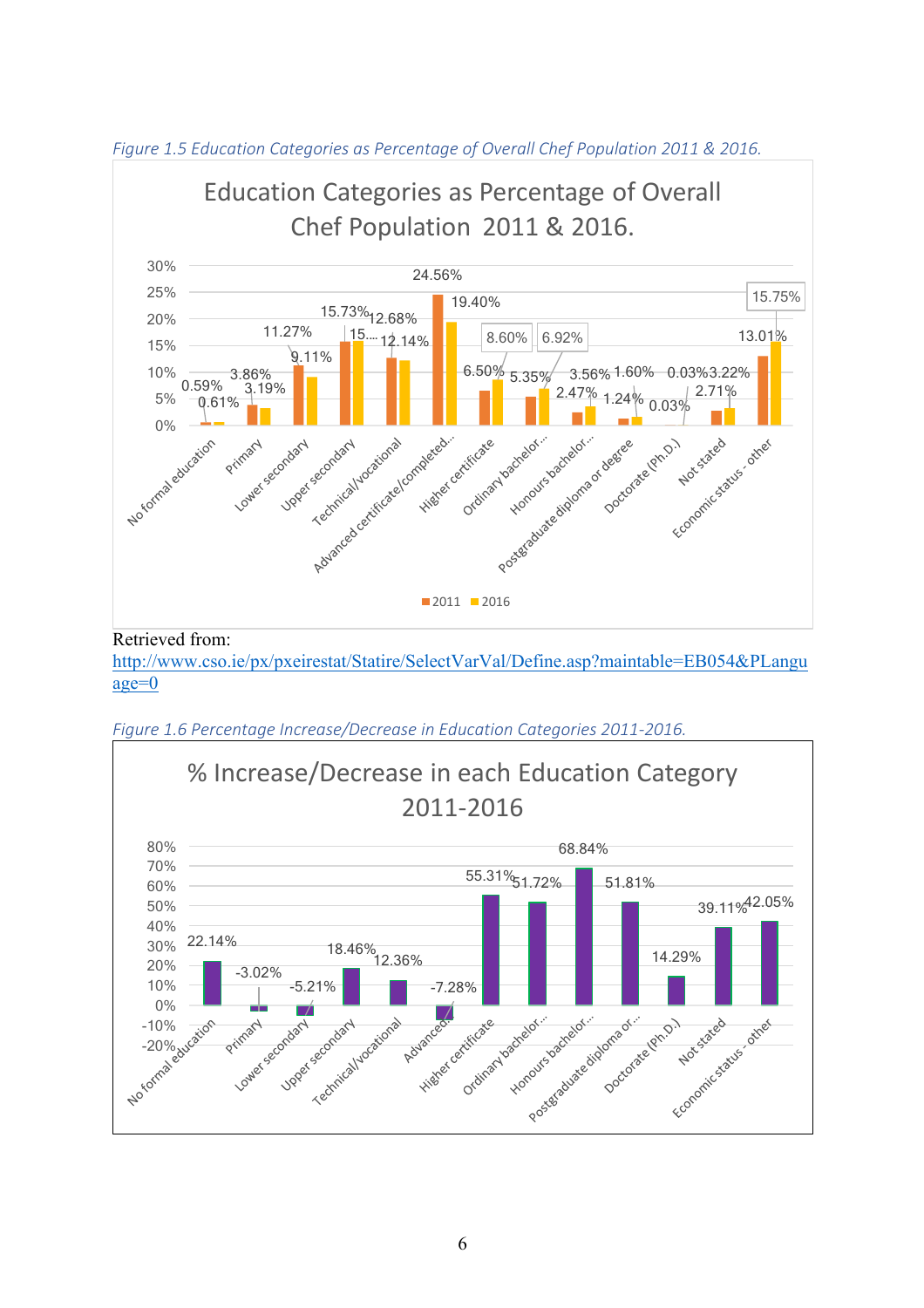*Figure 1.5 Education Categories as Percentage of Overall Chef Population 2011 & 2016.*

Retrieved from:
http://www.cso.ie/px/pxeirestat/Statire/SelectVarVal/Define.asp?maintable=EB054&PLanguage=0

*Figure 1.6 Percentage Increase/Decrease in Education Categories 2011-2016.*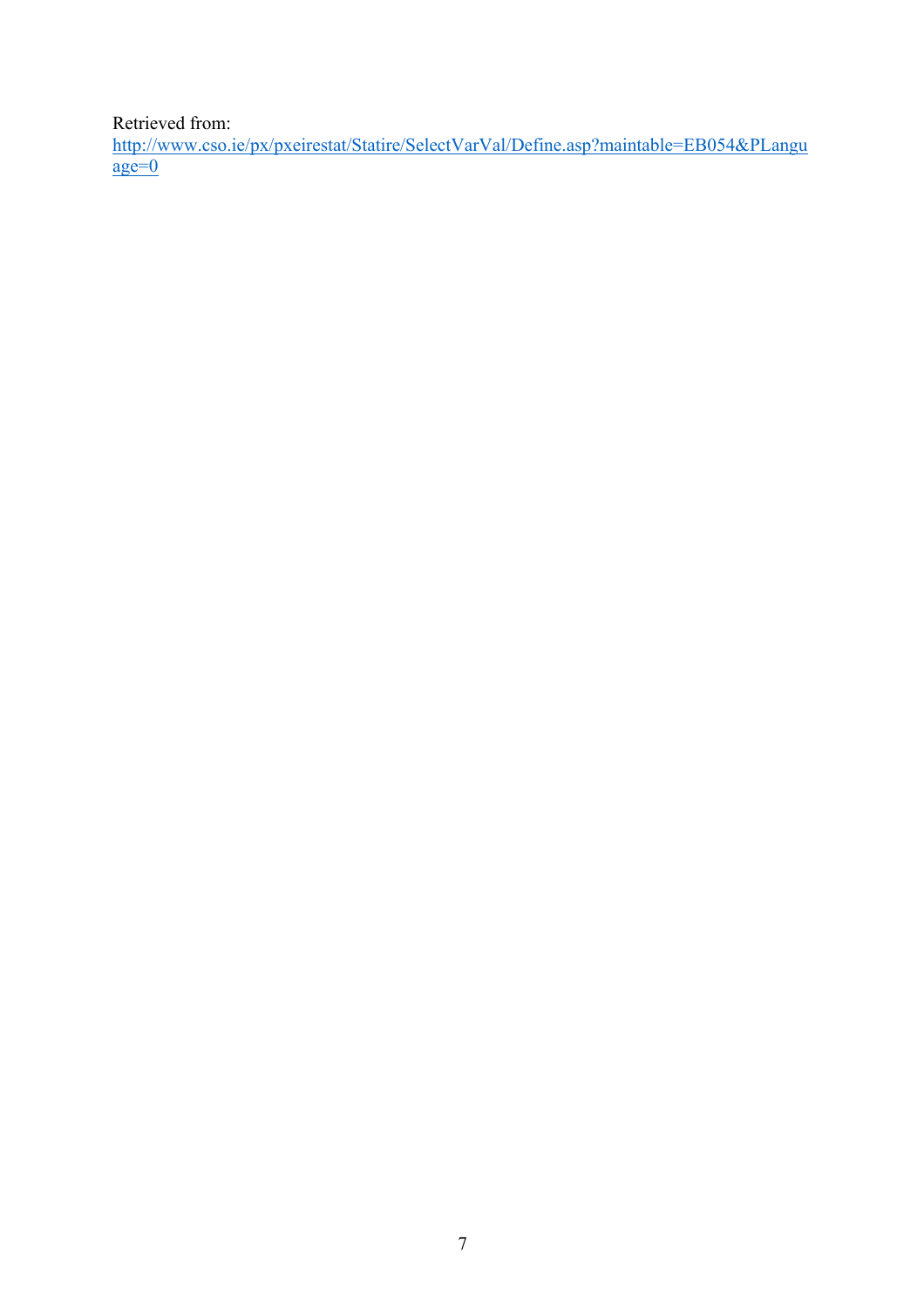Retrieved from:
http://www.cso.ie/px/pxeirestat/Statire/SelectVarVal/Define.asp?maintable=EB054&PLanguage=0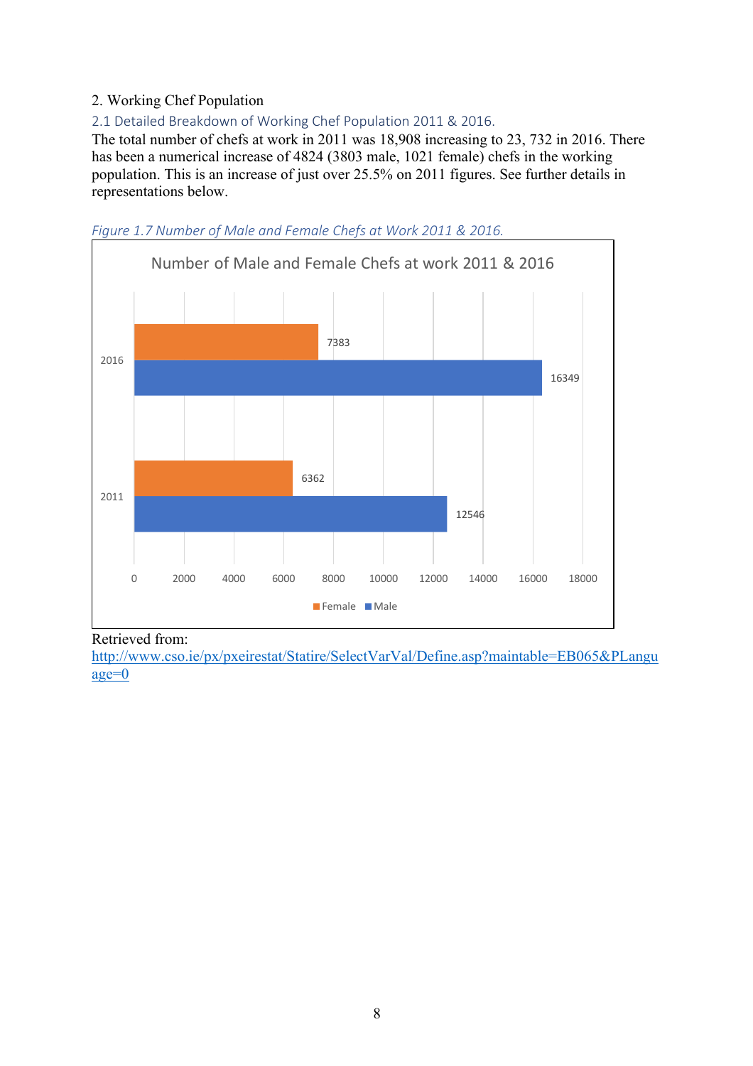## 2. Working Chef Population

### 2.1 Detailed Breakdown of Working Chef Population 2011 & 2016.

The total number of chefs at work in 2011 was 18,908 increasing to 23, 732 in 2016. There has been a numerical increase of 4824 (3803 male, 1021 female) chefs in the working population. This is an increase of just over 25.5% on 2011 figures. See further details in representations below.

*Figure 1.7 Number of Male and Female Chefs at Work 2011 & 2016.*

Number of Male and Female Chefs at work 2011 & 2016

| Year | Female | Male |
|---|---|---|
| 2016 | 7383 | 16349 |
| 2011 | 6362 | 12546 |

Retrieved from:
http://www.cso.ie/px/pxeirestat/Statire/SelectVarVal/Define.asp?maintable=EB065&PLanguage=0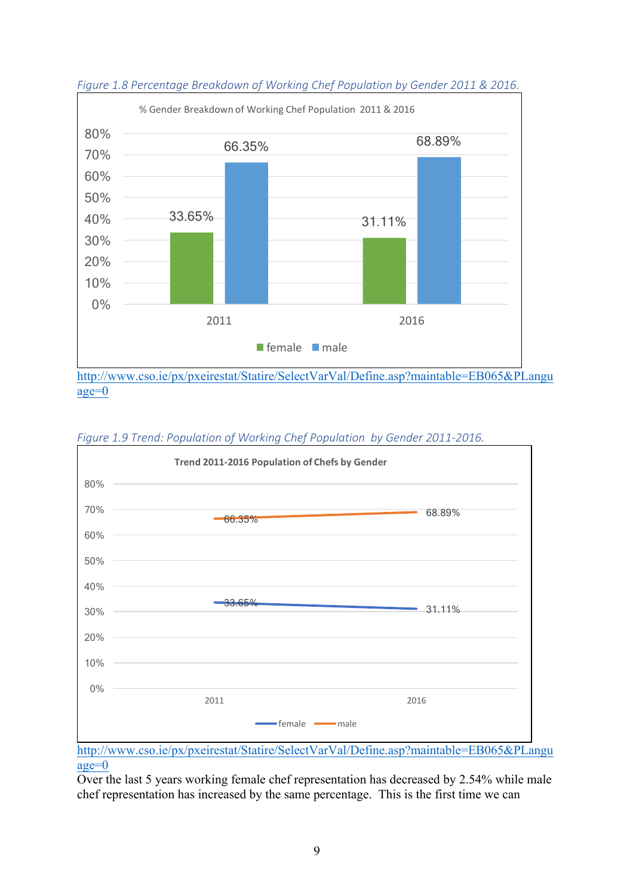*Figure 1.8 Percentage Breakdown of Working Chef Population by Gender 2011 & 2016.*

% Gender Breakdown of Working Chef Population 2011 & 2016

| Year | female | male |
|---|---|---|
| 2011 | 33.65% | 66.35% |
| 2016 | 31.11% | 68.89% |

http://www.cso.ie/px/pxeirestat/Statire/SelectVarVal/Define.asp?maintable=EB065&PLanguage=0

*Figure 1.9 Trend: Population of Working Chef Population by Gender 2011-2016.*

Trend 2011-2016 Population of Chefs by Gender

| Year | female | male |
|---|---|---|
| 2011 | 33.65% | 66.35% |
| 2016 | 31.11% | 68.89% |

http://www.cso.ie/px/pxeirestat/Statire/SelectVarVal/Define.asp?maintable=EB065&PLanguage=0

Over the last 5 years working female chef representation has decreased by 2.54% while male chef representation has increased by the same percentage. This is the first time we can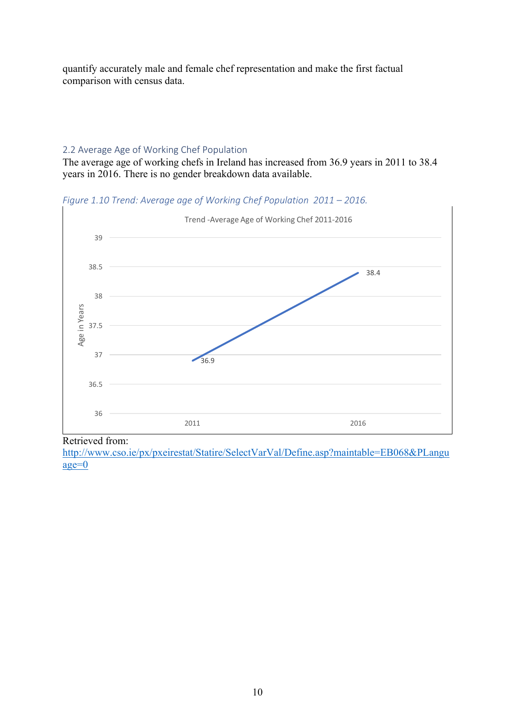quantify accurately male and female chef representation and make the first factual comparison with census data.

## 2.2 Average Age of Working Chef Population

The average age of working chefs in Ireland has increased from 36.9 years in 2011 to 38.4 years in 2016. There is no gender breakdown data available.

*Figure 1.10 Trend: Average age of Working Chef Population 2011 – 2016.*

Trend -Average Age of Working Chef 2011-2016

| Year | Age in Years |
|---|---|
| 2011 | 36.9 |
| 2016 | 38.4 |

Retrieved from:
http://www.cso.ie/px/pxeirestat/Statire/SelectVarVal/Define.asp?maintable=EB068&PLanguage=0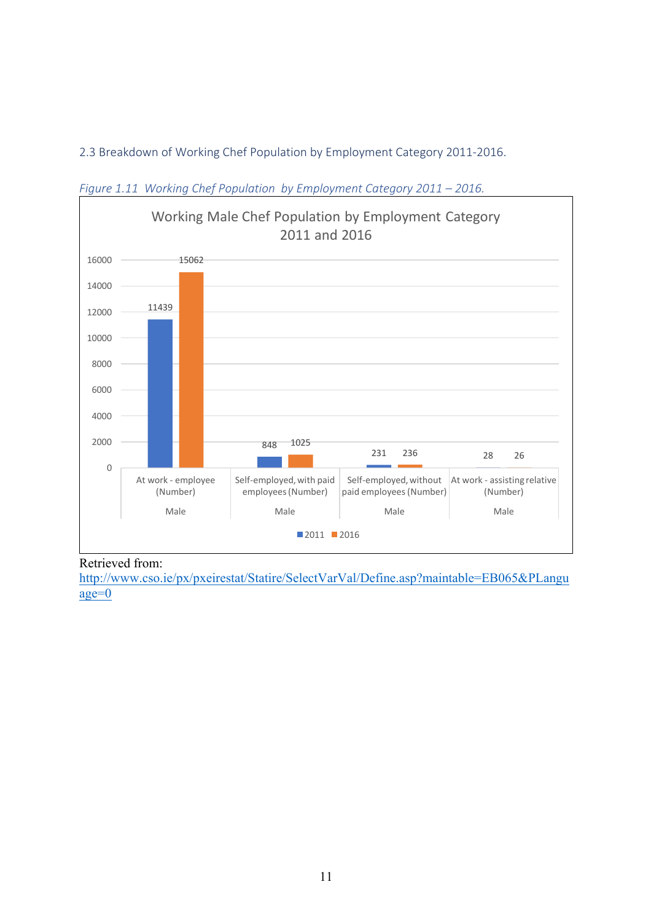## 2.3 Breakdown of Working Chef Population by Employment Category 2011-2016.

*Figure 1.11 Working Chef Population by Employment Category 2011 – 2016.*

**Working Male Chef Population by Employment Category 2011 and 2016**

| | At work - employee (Number) | Self-employed, with paid employees (Number) | Self-employed, without paid employees (Number) | At work - assisting relative (Number) |
|---|---|---|---|---|
| | Male | Male | Male | Male |
| 2011 | 11439 | 848 | 231 | 28 |
| 2016 | 15062 | 1025 | 236 | 26 |

Retrieved from:
[http://www.cso.ie/px/pxeirestat/Statire/SelectVarVal/Define.asp?maintable=EB065&PLanguage=0](http://www.cso.ie/px/pxeirestat/Statire/SelectVarVal/Define.asp?maintable=EB065&PLanguage=0)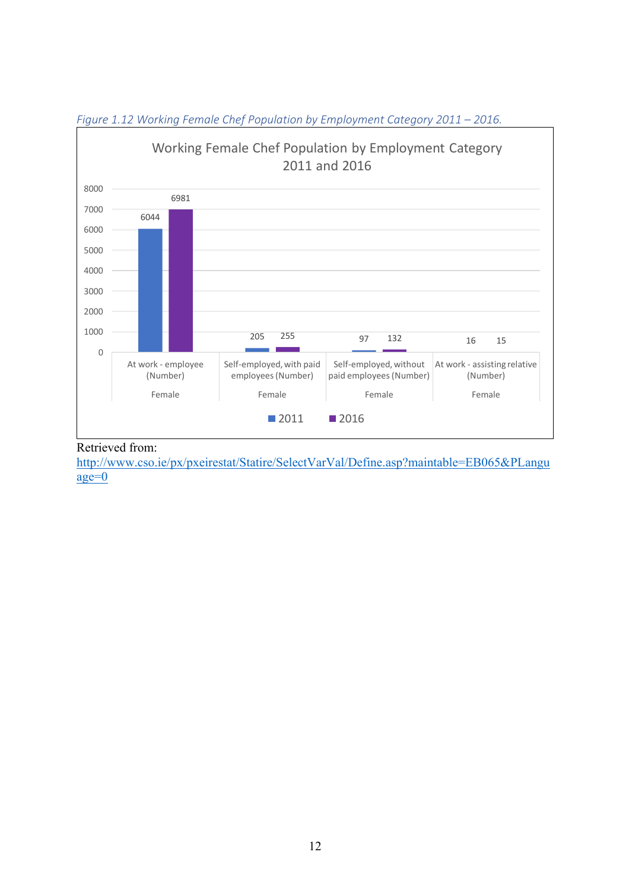*Figure 1.12 Working Female Chef Population by Employment Category 2011 – 2016.*

Working Female Chef Population by Employment Category 2011 and 2016

| Employment Category | 2011 | 2016 |
|---|---|---|
| At work - employee (Number) Female | 6044 | 6981 |
| Self-employed, with paid employees (Number) Female | 205 | 255 |
| Self-employed, without paid employees (Number) Female | 97 | 132 |
| At work - assisting relative (Number) Female | 16 | 15 |

Retrieved from:
http://www.cso.ie/px/pxeirestat/Statire/SelectVarVal/Define.asp?maintable=EB065&PLanguage=0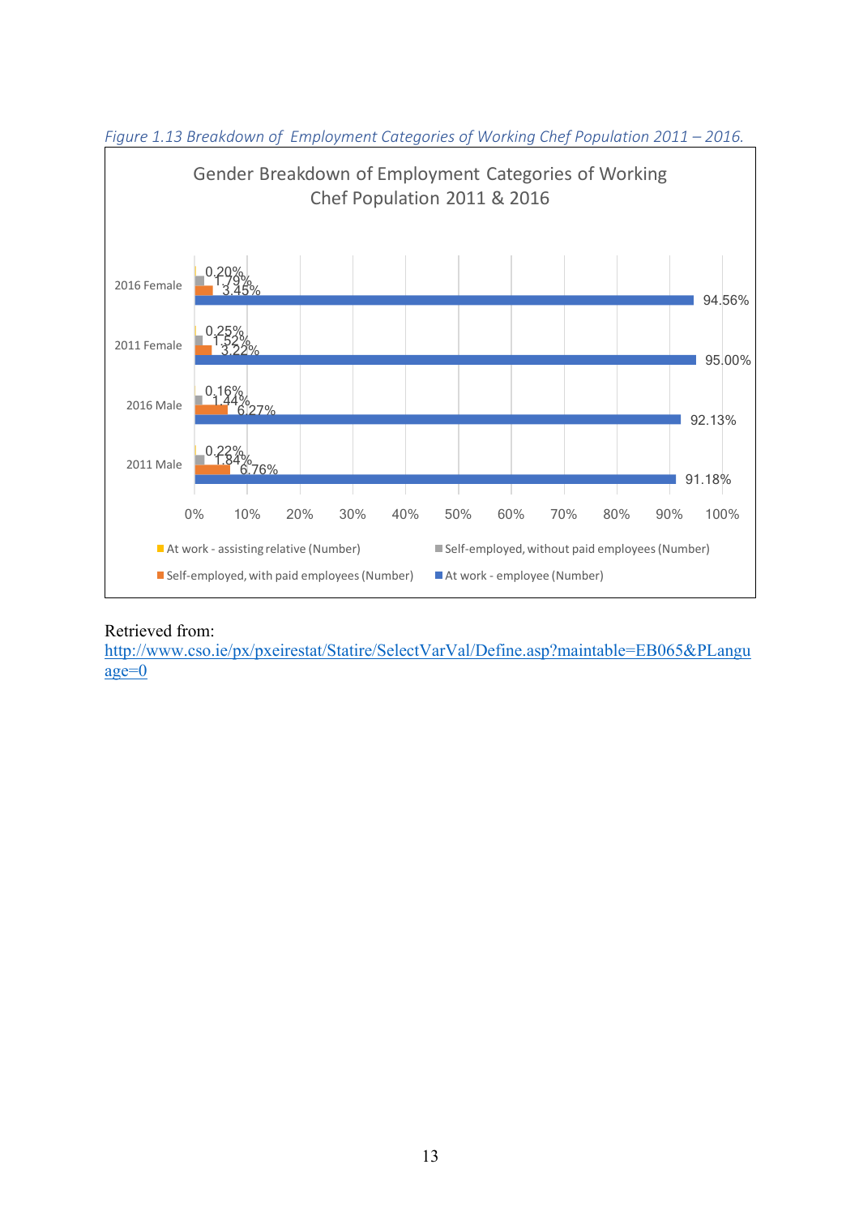*Figure 1.13 Breakdown of Employment Categories of Working Chef Population 2011 – 2016.*

Gender Breakdown of Employment Categories of Working Chef Population 2011 & 2016

| | At work - assisting relative (Number) | Self-employed, without paid employees (Number) | Self-employed, with paid employees (Number) | At work - employee (Number) |
|---|---|---|---|---|
| 2016 Female | 0.20% | 1.79% | 3.45% | 94.56% |
| 2011 Female | 0.25% | 1.52% | 3.22% | 95.00% |
| 2016 Male | 0.16% | 1.44% | 6.27% | 92.13% |
| 2011 Male | 0.22% | 1.84% | 6.76% | 91.18% |

Retrieved from:
http://www.cso.ie/px/pxeirestat/Statire/SelectVarVal/Define.asp?maintable=EB065&PLanguage=0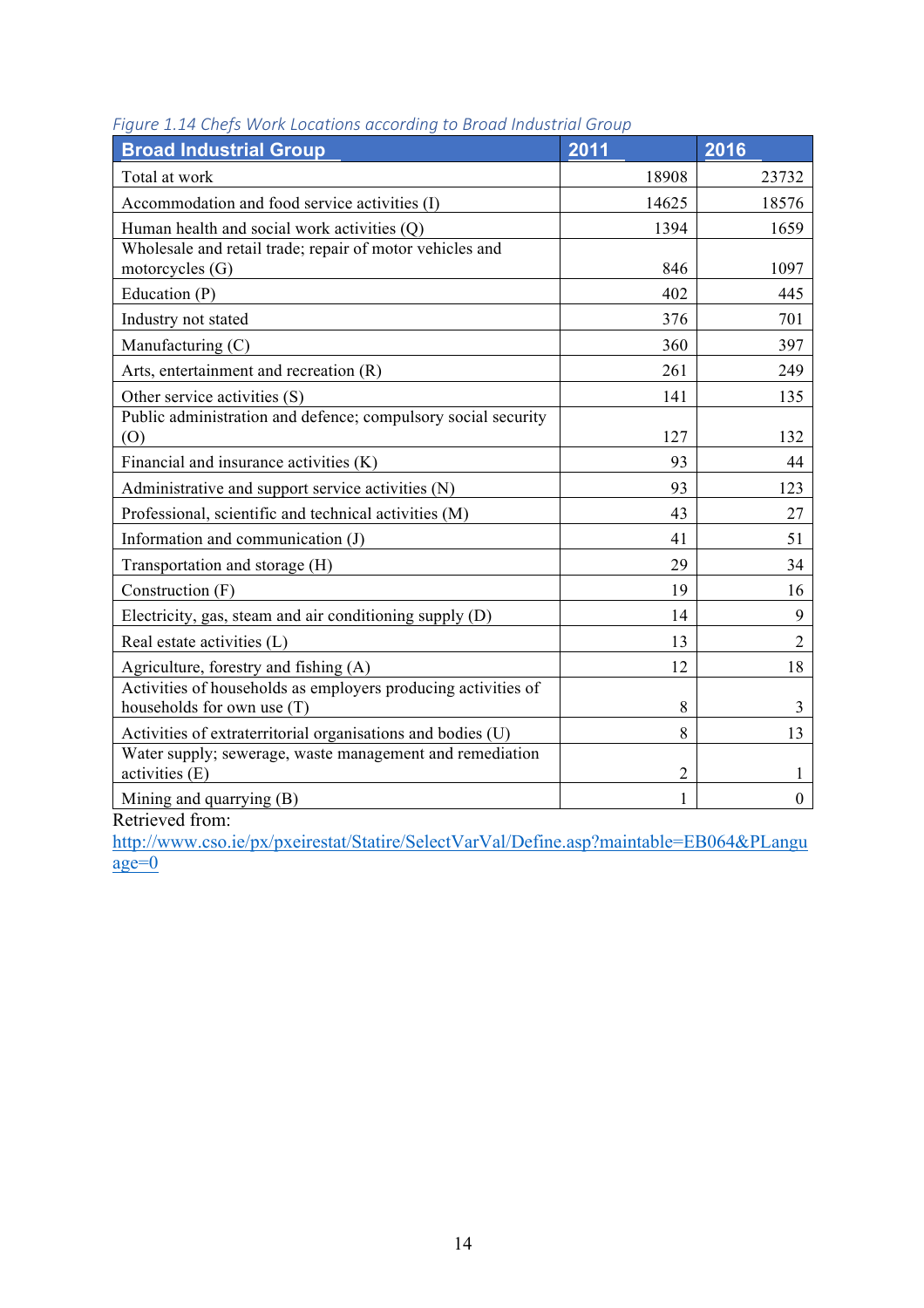*Figure 1.14 Chefs Work Locations according to Broad Industrial Group*

| Broad Industrial Group | 2011 | 2016 |
|---|---|---|
| Total at work | 18908 | 23732 |
| Accommodation and food service activities (I) | 14625 | 18576 |
| Human health and social work activities (Q) | 1394 | 1659 |
| Wholesale and retail trade; repair of motor vehicles and motorcycles (G) | 846 | 1097 |
| Education (P) | 402 | 445 |
| Industry not stated | 376 | 701 |
| Manufacturing (C) | 360 | 397 |
| Arts, entertainment and recreation (R) | 261 | 249 |
| Other service activities (S) | 141 | 135 |
| Public administration and defence; compulsory social security (O) | 127 | 132 |
| Financial and insurance activities (K) | 93 | 44 |
| Administrative and support service activities (N) | 93 | 123 |
| Professional, scientific and technical activities (M) | 43 | 27 |
| Information and communication (J) | 41 | 51 |
| Transportation and storage (H) | 29 | 34 |
| Construction (F) | 19 | 16 |
| Electricity, gas, steam and air conditioning supply (D) | 14 | 9 |
| Real estate activities (L) | 13 | 2 |
| Agriculture, forestry and fishing (A) | 12 | 18 |
| Activities of households as employers producing activities of households for own use (T) | 8 | 3 |
| Activities of extraterritorial organisations and bodies (U) | 8 | 13 |
| Water supply; sewerage, waste management and remediation activities (E) | 2 | 1 |
| Mining and quarrying (B) | 1 | 0 |

Retrieved from:
http://www.cso.ie/px/pxeirestat/Statire/SelectVarVal/Define.asp?maintable=EB064&PLanguage=0